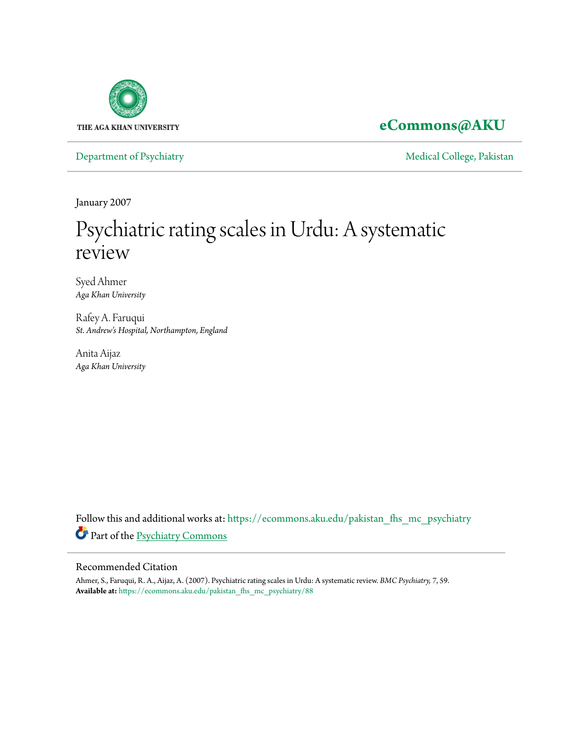THE AGA KHAN UNIVERSITY

**eCommons@AKU**

Department of Psychiatry | Medical College, Pakistan

January 2007

# Psychiatric rating scales in Urdu: A systematic review

Syed Ahmer
*Aga Khan University*

Rafey A. Faruqui
*St. Andrew's Hospital, Northampton, England*

Anita Aijaz
*Aga Khan University*

Follow this and additional works at: https://ecommons.aku.edu/pakistan_fhs_mc_psychiatry

Part of the Psychiatry Commons

## Recommended Citation

Ahmer, S., Faruqui, R. A., Aijaz, A. (2007). Psychiatric rating scales in Urdu: A systematic review. *BMC Psychiatry*, 7, 59.

**Available at:** https://ecommons.aku.edu/pakistan_fhs_mc_psychiatry/88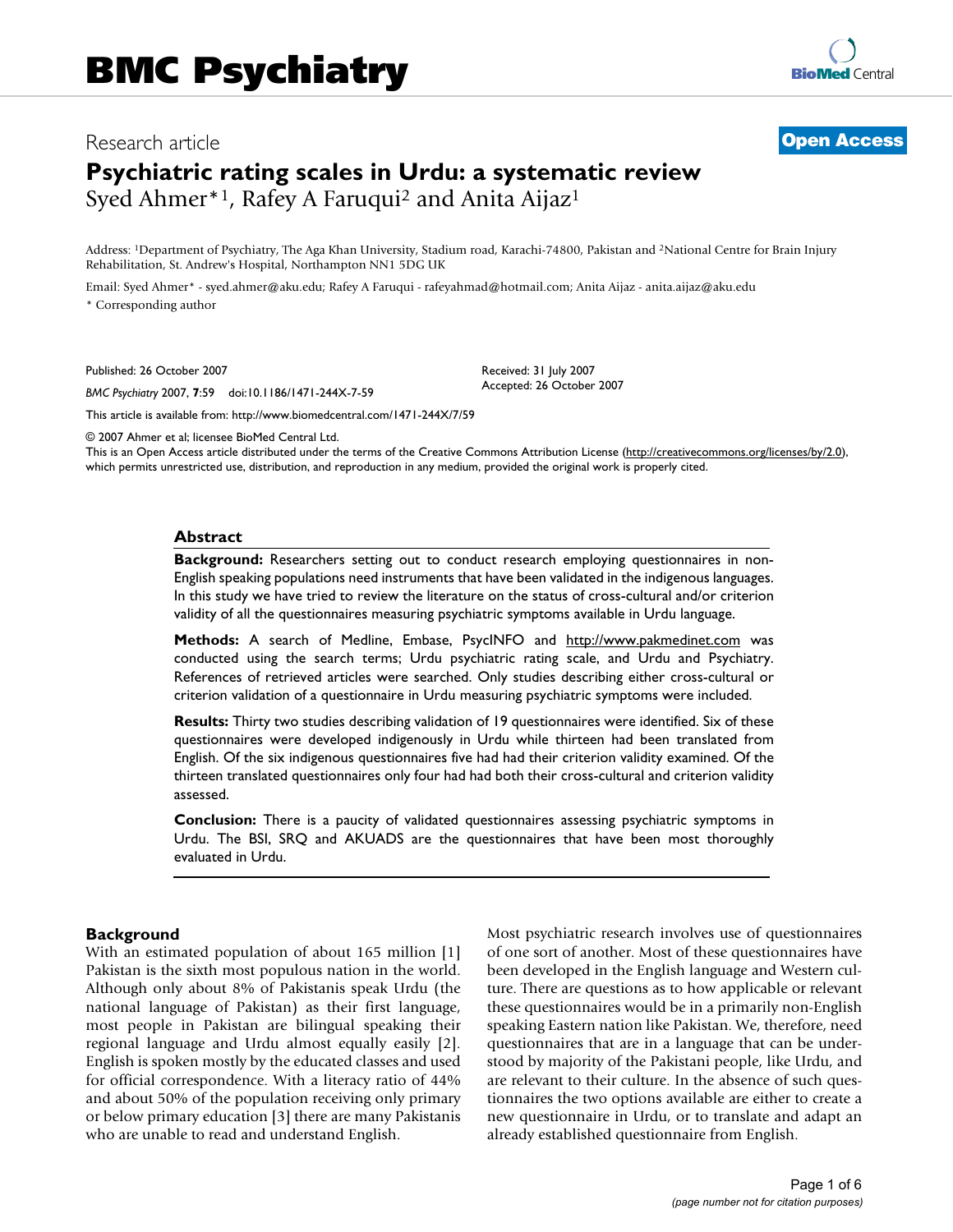# BMC Psychiatry

Research article

**Open Access**

# Psychiatric rating scales in Urdu: a systematic review

Syed Ahmer*[1], Rafey A Faruqui[2] and Anita Aijaz[1]

Address: [1]Department of Psychiatry, The Aga Khan University, Stadium road, Karachi-74800, Pakistan and [2]National Centre for Brain Injury Rehabilitation, St. Andrew's Hospital, Northampton NN1 5DG UK

Email: Syed Ahmer* - syed.ahmer@aku.edu; Rafey A Faruqui - rafeyahmad@hotmail.com; Anita Aijaz - anita.aijaz@aku.edu

* Corresponding author

Published: 26 October 2007

*BMC Psychiatry* 2007, **7**:59 doi:10.1186/1471-244X-7-59

Received: 31 July 2007

Accepted: 26 October 2007

This article is available from: http://www.biomedcentral.com/1471-244X/7/59

© 2007 Ahmer et al; licensee BioMed Central Ltd.

This is an Open Access article distributed under the terms of the Creative Commons Attribution License (http://creativecommons.org/licenses/by/2.0), which permits unrestricted use, distribution, and reproduction in any medium, provided the original work is properly cited.

## Abstract

**Background:** Researchers setting out to conduct research employing questionnaires in non-English speaking populations need instruments that have been validated in the indigenous languages. In this study we have tried to review the literature on the status of cross-cultural and/or criterion validity of all the questionnaires measuring psychiatric symptoms available in Urdu language.

**Methods:** A search of Medline, Embase, PsycINFO and http://www.pakmedinet.com was conducted using the search terms; Urdu psychiatric rating scale, and Urdu and Psychiatry. References of retrieved articles were searched. Only studies describing either cross-cultural or criterion validation of a questionnaire in Urdu measuring psychiatric symptoms were included.

**Results:** Thirty two studies describing validation of 19 questionnaires were identified. Six of these questionnaires were developed indigenously in Urdu while thirteen had been translated from English. Of the six indigenous questionnaires five had had their criterion validity examined. Of the thirteen translated questionnaires only four had had both their cross-cultural and criterion validity assessed.

**Conclusion:** There is a paucity of validated questionnaires assessing psychiatric symptoms in Urdu. The BSI, SRQ and AKUADS are the questionnaires that have been most thoroughly evaluated in Urdu.

## Background

With an estimated population of about 165 million [1] Pakistan is the sixth most populous nation in the world. Although only about 8% of Pakistanis speak Urdu (the national language of Pakistan) as their first language, most people in Pakistan are bilingual speaking their regional language and Urdu almost equally easily [2]. English is spoken mostly by the educated classes and used for official correspondence. With a literacy ratio of 44% and about 50% of the population receiving only primary or below primary education [3] there are many Pakistanis who are unable to read and understand English.

Most psychiatric research involves use of questionnaires of one sort of another. Most of these questionnaires have been developed in the English language and Western culture. There are questions as to how applicable or relevant these questionnaires would be in a primarily non-English speaking Eastern nation like Pakistan. We, therefore, need questionnaires that are in a language that can be understood by majority of the Pakistani people, like Urdu, and are relevant to their culture. In the absence of such questionnaires the two options available are either to create a new questionnaire in Urdu, or to translate and adapt an already established questionnaire from English.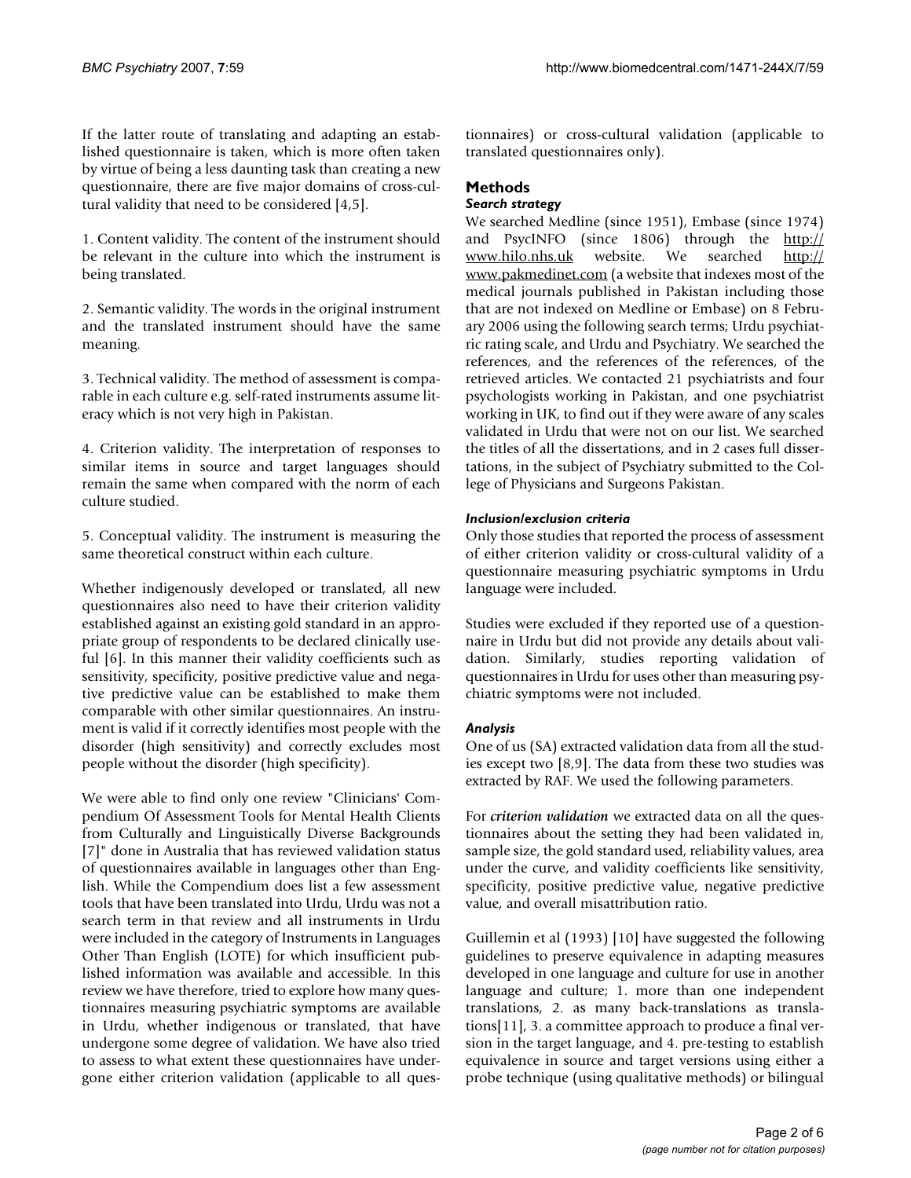If the latter route of translating and adapting an established questionnaire is taken, which is more often taken by virtue of being a less daunting task than creating a new questionnaire, there are five major domains of cross-cultural validity that need to be considered [4,5].

1. Content validity. The content of the instrument should be relevant in the culture into which the instrument is being translated.

2. Semantic validity. The words in the original instrument and the translated instrument should have the same meaning.

3. Technical validity. The method of assessment is comparable in each culture e.g. self-rated instruments assume literacy which is not very high in Pakistan.

4. Criterion validity. The interpretation of responses to similar items in source and target languages should remain the same when compared with the norm of each culture studied.

5. Conceptual validity. The instrument is measuring the same theoretical construct within each culture.

Whether indigenously developed or translated, all new questionnaires also need to have their criterion validity established against an existing gold standard in an appropriate group of respondents to be declared clinically useful [6]. In this manner their validity coefficients such as sensitivity, specificity, positive predictive value and negative predictive value can be established to make them comparable with other similar questionnaires. An instrument is valid if it correctly identifies most people with the disorder (high sensitivity) and correctly excludes most people without the disorder (high specificity).

We were able to find only one review "Clinicians' Compendium Of Assessment Tools for Mental Health Clients from Culturally and Linguistically Diverse Backgrounds [7]" done in Australia that has reviewed validation status of questionnaires available in languages other than English. While the Compendium does list a few assessment tools that have been translated into Urdu, Urdu was not a search term in that review and all instruments in Urdu were included in the category of Instruments in Languages Other Than English (LOTE) for which insufficient published information was available and accessible. In this review we have therefore, tried to explore how many questionnaires measuring psychiatric symptoms are available in Urdu, whether indigenous or translated, that have undergone some degree of validation. We have also tried to assess to what extent these questionnaires have undergone either criterion validation (applicable to all questionnaires) or cross-cultural validation (applicable to translated questionnaires only).

## Methods

### *Search strategy*

We searched Medline (since 1951), Embase (since 1974) and PsycINFO (since 1806) through the http://www.hilo.nhs.uk website. We searched http://www.pakmedinet.com (a website that indexes most of the medical journals published in Pakistan including those that are not indexed on Medline or Embase) on 8 February 2006 using the following search terms; Urdu psychiatric rating scale, and Urdu and Psychiatry. We searched the references, and the references of the references, of the retrieved articles. We contacted 21 psychiatrists and four psychologists working in Pakistan, and one psychiatrist working in UK, to find out if they were aware of any scales validated in Urdu that were not on our list. We searched the titles of all the dissertations, and in 2 cases full dissertations, in the subject of Psychiatry submitted to the College of Physicians and Surgeons Pakistan.

### *Inclusion/exclusion criteria*

Only those studies that reported the process of assessment of either criterion validity or cross-cultural validity of a questionnaire measuring psychiatric symptoms in Urdu language were included.

Studies were excluded if they reported use of a questionnaire in Urdu but did not provide any details about validation. Similarly, studies reporting validation of questionnaires in Urdu for uses other than measuring psychiatric symptoms were not included.

### *Analysis*

One of us (SA) extracted validation data from all the studies except two [8,9]. The data from these two studies was extracted by RAF. We used the following parameters.

For ***criterion validation*** we extracted data on all the questionnaires about the setting they had been validated in, sample size, the gold standard used, reliability values, area under the curve, and validity coefficients like sensitivity, specificity, positive predictive value, negative predictive value, and overall misattribution ratio.

Guillemin et al (1993) [10] have suggested the following guidelines to preserve equivalence in adapting measures developed in one language and culture for use in another language and culture; 1. more than one independent translations, 2. as many back-translations as translations[11], 3. a committee approach to produce a final version in the target language, and 4. pre-testing to establish equivalence in source and target versions using either a probe technique (using qualitative methods) or bilingual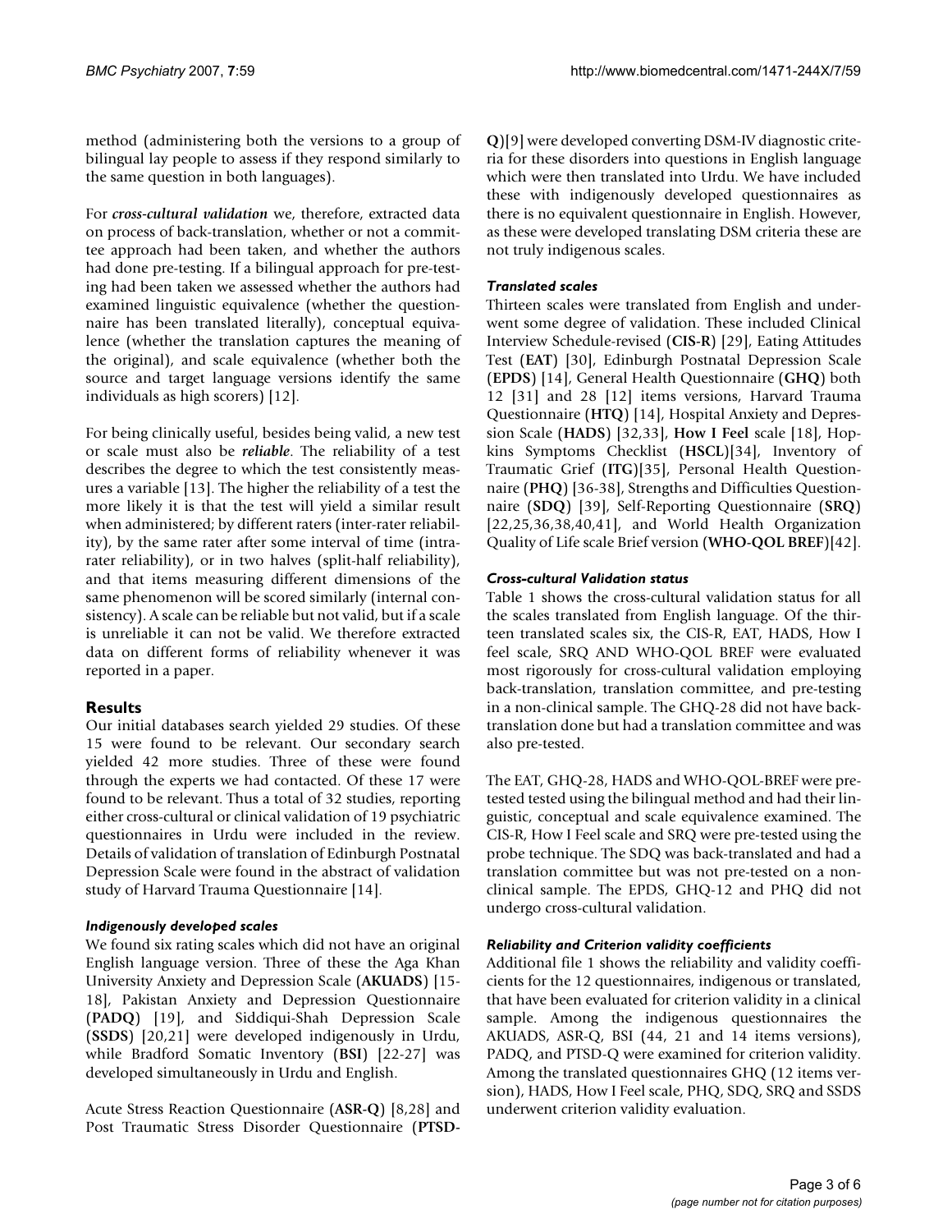method (administering both the versions to a group of bilingual lay people to assess if they respond similarly to the same question in both languages).

For ***cross-cultural validation*** we, therefore, extracted data on process of back-translation, whether or not a committee approach had been taken, and whether the authors had done pre-testing. If a bilingual approach for pre-testing had been taken we assessed whether the authors had examined linguistic equivalence (whether the questionnaire has been translated literally), conceptual equivalence (whether the translation captures the meaning of the original), and scale equivalence (whether both the source and target language versions identify the same individuals as high scorers) [12].

For being clinically useful, besides being valid, a new test or scale must also be ***reliable***. The reliability of a test describes the degree to which the test consistently measures a variable [13]. The higher the reliability of a test the more likely it is that the test will yield a similar result when administered; by different raters (inter-rater reliability), by the same rater after some interval of time (intra-rater reliability), or in two halves (split-half reliability), and that items measuring different dimensions of the same phenomenon will be scored similarly (internal consistency). A scale can be reliable but not valid, but if a scale is unreliable it can not be valid. We therefore extracted data on different forms of reliability whenever it was reported in a paper.

## Results

Our initial databases search yielded 29 studies. Of these 15 were found to be relevant. Our secondary search yielded 42 more studies. Three of these were found through the experts we had contacted. Of these 17 were found to be relevant. Thus a total of 32 studies, reporting either cross-cultural or clinical validation of 19 psychiatric questionnaires in Urdu were included in the review. Details of validation of translation of Edinburgh Postnatal Depression Scale were found in the abstract of validation study of Harvard Trauma Questionnaire [14].

### *Indigenously developed scales*

We found six rating scales which did not have an original English language version. Three of these the Aga Khan University Anxiety and Depression Scale (**AKUADS**) [15-18], Pakistan Anxiety and Depression Questionnaire (**PADQ**) [19], and Siddiqui-Shah Depression Scale (**SSDS**) [20,21] were developed indigenously in Urdu, while Bradford Somatic Inventory (**BSI**) [22-27] was developed simultaneously in Urdu and English.

Acute Stress Reaction Questionnaire (**ASR-Q**) [8,28] and Post Traumatic Stress Disorder Questionnaire (**PTSD-Q**)[9] were developed converting DSM-IV diagnostic criteria for these disorders into questions in English language which were then translated into Urdu. We have included these with indigenously developed questionnaires as there is no equivalent questionnaire in English. However, as these were developed translating DSM criteria these are not truly indigenous scales.

### *Translated scales*

Thirteen scales were translated from English and underwent some degree of validation. These included Clinical Interview Schedule-revised (**CIS-R**) [29], Eating Attitudes Test (**EAT**) [30], Edinburgh Postnatal Depression Scale (**EPDS**) [14], General Health Questionnaire (**GHQ**) both 12 [31] and 28 [12] items versions, Harvard Trauma Questionnaire (**HTQ**) [14], Hospital Anxiety and Depression Scale (**HADS**) [32,33], **How I Feel** scale [18], Hopkins Symptoms Checklist (**HSCL**)[34], Inventory of Traumatic Grief (**ITG**)[35], Personal Health Questionnaire (**PHQ**) [36-38], Strengths and Difficulties Questionnaire (**SDQ**) [39], Self-Reporting Questionnaire (**SRQ**) [22,25,36,38,40,41], and World Health Organization Quality of Life scale Brief version (**WHO-QOL BREF**)[42].

### *Cross-cultural Validation status*

Table 1 shows the cross-cultural validation status for all the scales translated from English language. Of the thirteen translated scales six, the CIS-R, EAT, HADS, How I feel scale, SRQ AND WHO-QOL BREF were evaluated most rigorously for cross-cultural validation employing back-translation, translation committee, and pre-testing in a non-clinical sample. The GHQ-28 did not have back-translation done but had a translation committee and was also pre-tested.

The EAT, GHQ-28, HADS and WHO-QOL-BREF were pre-tested tested using the bilingual method and had their linguistic, conceptual and scale equivalence examined. The CIS-R, How I Feel scale and SRQ were pre-tested using the probe technique. The SDQ was back-translated and had a translation committee but was not pre-tested on a non-clinical sample. The EPDS, GHQ-12 and PHQ did not undergo cross-cultural validation.

### *Reliability and Criterion validity coefficients*

Additional file 1 shows the reliability and validity coefficients for the 12 questionnaires, indigenous or translated, that have been evaluated for criterion validity in a clinical sample. Among the indigenous questionnaires the AKUADS, ASR-Q, BSI (44, 21 and 14 items versions), PADQ, and PTSD-Q were examined for criterion validity. Among the translated questionnaires GHQ (12 items version), HADS, How I Feel scale, PHQ, SDQ, SRQ and SSDS underwent criterion validity evaluation.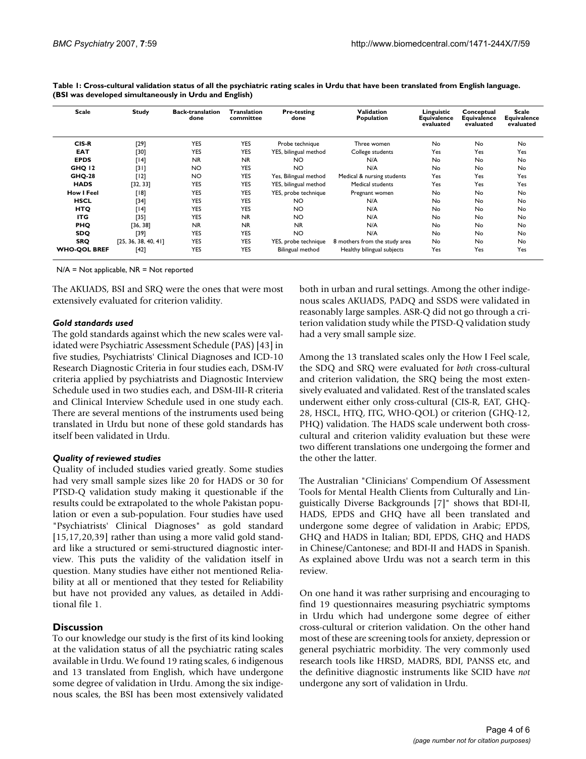**Table 1: Cross-cultural validation status of all the psychiatric rating scales in Urdu that have been translated from English language. (BSI was developed simultaneously in Urdu and English)**

| Scale | Study | Back-translation done | Translation committee | Pre-testing done | Validation Population | Linguistic Equivalence evaluated | Conceptual Equivalence evaluated | Scale Equivalence evaluated |
|---|---|---|---|---|---|---|---|---|
| CIS-R | [29] | YES | YES | Probe technique | Three women | No | No | No |
| EAT | [30] | YES | YES | YES, bilingual method | College students | Yes | Yes | Yes |
| EPDS | [14] | NR | NR | NO | N/A | No | No | No |
| GHQ 12 | [31] | NO | YES | NO | N/A | No | No | No |
| GHQ-28 | [12] | NO | YES | Yes, Bilingual method | Medical & nursing students | Yes | Yes | Yes |
| HADS | [32, 33] | YES | YES | YES, bilingual method | Medical students | Yes | Yes | Yes |
| How I Feel | [18] | YES | YES | YES, probe technique | Pregnant women | No | No | No |
| HSCL | [34] | YES | YES | NO | N/A | No | No | No |
| HTQ | [14] | YES | YES | NO | N/A | No | No | No |
| ITG | [35] | YES | NR | NO | N/A | No | No | No |
| PHQ | [36, 38] | NR | NR | NR | N/A | No | No | No |
| SDQ | [39] | YES | YES | NO | N/A | No | No | No |
| SRQ | [25, 36, 38, 40, 41] | YES | YES | YES, probe technique | 8 mothers from the study area | No | No | No |
| WHO-QOL BREF | [42] | YES | YES | Bilingual method | Healthy bilingual subjects | Yes | Yes | Yes |

N/A = Not applicable, NR = Not reported

The AKUADS, BSI and SRQ were the ones that were most extensively evaluated for criterion validity.

### *Gold standards used*

The gold standards against which the new scales were validated were Psychiatric Assessment Schedule (PAS) [43] in five studies, Psychiatrists' Clinical Diagnoses and ICD-10 Research Diagnostic Criteria in four studies each, DSM-IV criteria applied by psychiatrists and Diagnostic Interview Schedule used in two studies each, and DSM-III-R criteria and Clinical Interview Schedule used in one study each. There are several mentions of the instruments used being translated in Urdu but none of these gold standards has itself been validated in Urdu.

### *Quality of reviewed studies*

Quality of included studies varied greatly. Some studies had very small sample sizes like 20 for HADS or 30 for PTSD-Q validation study making it questionable if the results could be extrapolated to the whole Pakistan population or even a sub-population. Four studies have used "Psychiatrists' Clinical Diagnoses" as gold standard [15,17,20,39] rather than using a more valid gold standard like a structured or semi-structured diagnostic interview. This puts the validity of the validation itself in question. Many studies have either not mentioned Reliability at all or mentioned that they tested for Reliability but have not provided any values, as detailed in Additional file 1.

## Discussion

To our knowledge our study is the first of its kind looking at the validation status of all the psychiatric rating scales available in Urdu. We found 19 rating scales, 6 indigenous and 13 translated from English, which have undergone some degree of validation in Urdu. Among the six indigenous scales, the BSI has been most extensively validated both in urban and rural settings. Among the other indigenous scales AKUADS, PADQ and SSDS were validated in reasonably large samples. ASR-Q did not go through a criterion validation study while the PTSD-Q validation study had a very small sample size.

Among the 13 translated scales only the How I Feel scale, the SDQ and SRQ were evaluated for *both* cross-cultural and criterion validation, the SRQ being the most extensively evaluated and validated. Rest of the translated scales underwent either only cross-cultural (CIS-R, EAT, GHQ-28, HSCL, HTQ, ITG, WHO-QOL) or criterion (GHQ-12, PHQ) validation. The HADS scale underwent both cross-cultural and criterion validity evaluation but these were two different translations one undergoing the former and the other the latter.

The Australian "Clinicians' Compendium Of Assessment Tools for Mental Health Clients from Culturally and Linguistically Diverse Backgrounds [7]" shows that BDI-II, HADS, EPDS and GHQ have all been translated and undergone some degree of validation in Arabic; EPDS, GHQ and HADS in Italian; BDI, EPDS, GHQ and HADS in Chinese/Cantonese; and BDI-II and HADS in Spanish. As explained above Urdu was not a search term in this review.

On one hand it was rather surprising and encouraging to find 19 questionnaires measuring psychiatric symptoms in Urdu which had undergone some degree of either cross-cultural or criterion validation. On the other hand most of these are screening tools for anxiety, depression or general psychiatric morbidity. The very commonly used research tools like HRSD, MADRS, BDI, PANSS etc, and the definitive diagnostic instruments like SCID have *not* undergone any sort of validation in Urdu.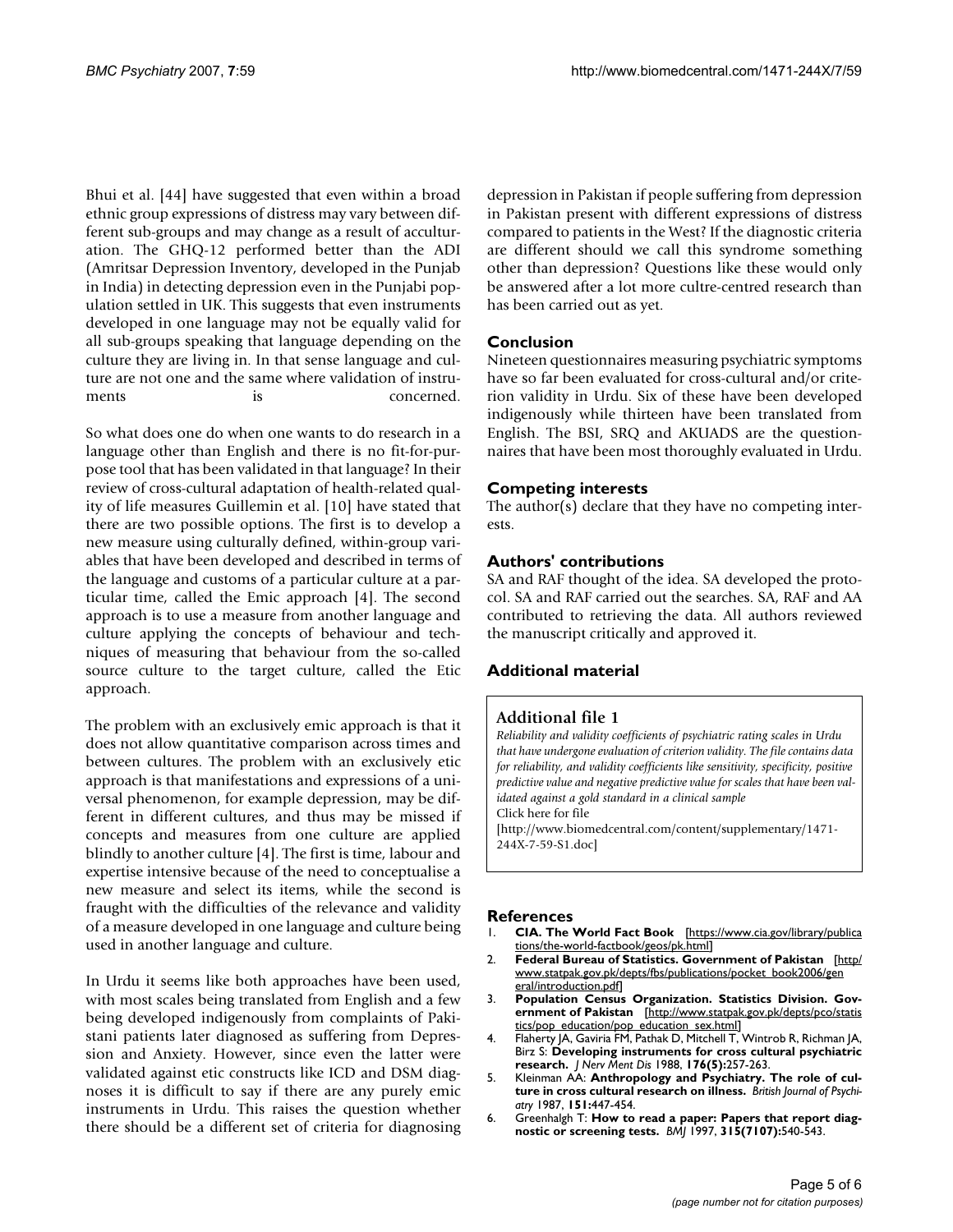Bhui et al. [44] have suggested that even within a broad ethnic group expressions of distress may vary between different sub-groups and may change as a result of acculturation. The GHQ-12 performed better than the ADI (Amritsar Depression Inventory, developed in the Punjab in India) in detecting depression even in the Punjabi population settled in UK. This suggests that even instruments developed in one language may not be equally valid for all sub-groups speaking that language depending on the culture they are living in. In that sense language and culture are not one and the same where validation of instruments is concerned.

So what does one do when one wants to do research in a language other than English and there is no fit-for-purpose tool that has been validated in that language? In their review of cross-cultural adaptation of health-related quality of life measures Guillemin et al. [10] have stated that there are two possible options. The first is to develop a new measure using culturally defined, within-group variables that have been developed and described in terms of the language and customs of a particular culture at a particular time, called the Emic approach [4]. The second approach is to use a measure from another language and culture applying the concepts of behaviour and techniques of measuring that behaviour from the so-called source culture to the target culture, called the Etic approach.

The problem with an exclusively emic approach is that it does not allow quantitative comparison across times and between cultures. The problem with an exclusively etic approach is that manifestations and expressions of a universal phenomenon, for example depression, may be different in different cultures, and thus may be missed if concepts and measures from one culture are applied blindly to another culture [4]. The first is time, labour and expertise intensive because of the need to conceptualise a new measure and select its items, while the second is fraught with the difficulties of the relevance and validity of a measure developed in one language and culture being used in another language and culture.

In Urdu it seems like both approaches have been used, with most scales being translated from English and a few being developed indigenously from complaints of Pakistani patients later diagnosed as suffering from Depression and Anxiety. However, since even the latter were validated against etic constructs like ICD and DSM diagnoses it is difficult to say if there are any purely emic instruments in Urdu. This raises the question whether there should be a different set of criteria for diagnosing depression in Pakistan if people suffering from depression in Pakistan present with different expressions of distress compared to patients in the West? If the diagnostic criteria are different should we call this syndrome something other than depression? Questions like these would only be answered after a lot more cultre-centred research than has been carried out as yet.

## Conclusion

Nineteen questionnaires measuring psychiatric symptoms have so far been evaluated for cross-cultural and/or criterion validity in Urdu. Six of these have been developed indigenously while thirteen have been translated from English. The BSI, SRQ and AKUADS are the questionnaires that have been most thoroughly evaluated in Urdu.

## Competing interests

The author(s) declare that they have no competing interests.

## Authors' contributions

SA and RAF thought of the idea. SA developed the protocol. SA and RAF carried out the searches. SA, RAF and AA contributed to retrieving the data. All authors reviewed the manuscript critically and approved it.

## Additional material

### Additional file 1

*Reliability and validity coefficients of psychiatric rating scales in Urdu that have undergone evaluation of criterion validity. The file contains data for reliability, and validity coefficients like sensitivity, specificity, positive predictive value and negative predictive value for scales that have been validated against a gold standard in a clinical sample*

Click here for file

[http://www.biomedcentral.com/content/supplementary/1471-244X-7-59-S1.doc]

## References

1. **CIA. The World Fact Book** [https://www.cia.gov/library/publications/the-world-factbook/geos/pk.html]
2. **Federal Bureau of Statistics. Government of Pakistan** [http://www.statpak.gov.pk/depts/fbs/publications/pocket_book2006/general/introduction.pdf]
3. **Population Census Organization. Statistics Division. Government of Pakistan** [http://www.statpak.gov.pk/depts/pco/statistics/pop_education/pop_education_sex.html]
4. Flaherty JA, Gaviria FM, Pathak D, Mitchell T, Wintrob R, Richman JA, Birz S: **Developing instruments for cross cultural psychiatric research.** *J Nerv Ment Dis* 1988, **176(5):**257-263.
5. Kleinman AA: **Anthropology and Psychiatry. The role of culture in cross cultural research on illness.** *British Journal of Psychiatry* 1987, **151:**447-454.
6. Greenhalgh T: **How to read a paper: Papers that report diagnostic or screening tests.** *BMJ* 1997, **315(7107):**540-543.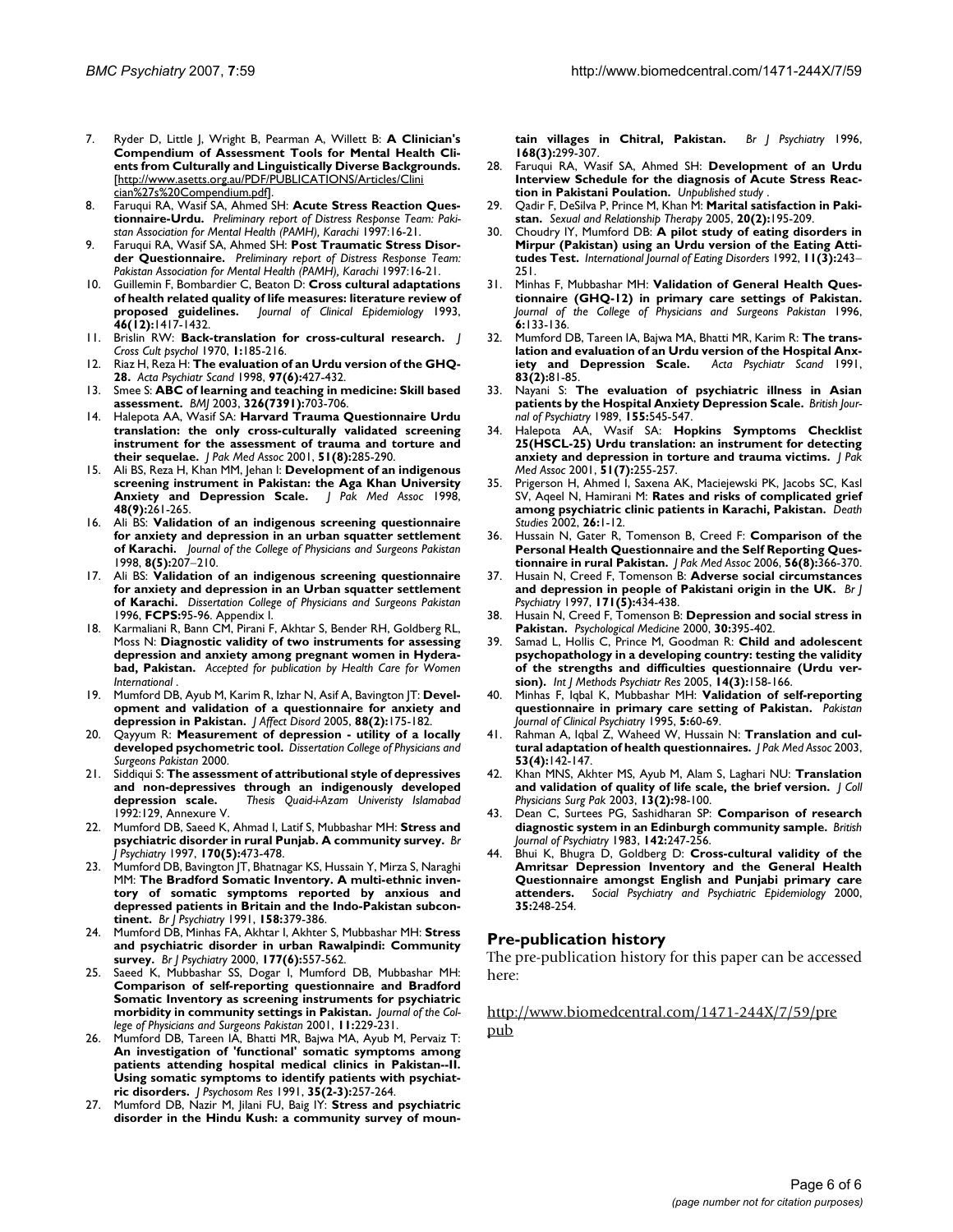7. Ryder D, Little J, Wright B, Pearman A, Willett B: **A Clinician's Compendium of Assessment Tools for Mental Health Clients from Culturally and Linguistically Diverse Backgrounds.** [http://www.asetts.org.au/PDF/PUBLICATIONS/Articles/Clinician%27s%20Compendium.pdf].
8. Faruqui RA, Wasif SA, Ahmed SH: **Acute Stress Reaction Questionnaire-Urdu.** *Preliminary report of Distress Response Team: Pakistan Association for Mental Health (PAMH), Karachi* 1997:16-21.
9. Faruqui RA, Wasif SA, Ahmed SH: **Post Traumatic Stress Disorder Questionnaire.** *Preliminary report of Distress Response Team: Pakistan Association for Mental Health (PAMH), Karachi* 1997:16-21.
10. Guillemin F, Bombardier C, Beaton D: **Cross cultural adaptations of health related quality of life measures: literature review of proposed guidelines.** *Journal of Clinical Epidemiology* 1993, **46(12):**1417-1432.
11. Brislin RW: **Back-translation for cross-cultural research.** *J Cross Cult psychol* 1970, **1:**185-216.
12. Riaz H, Reza H: **The evaluation of an Urdu version of the GHQ-28.** *Acta Psychiatr Scand* 1998, **97(6):**427-432.
13. Smee S: **ABC of learning and teaching in medicine: Skill based assessment.** *BMJ* 2003, **326(7391):**703-706.
14. Halepota AA, Wasif SA: **Harvard Trauma Questionnaire Urdu translation: the only cross-culturally validated screening instrument for the assessment of trauma and torture and their sequelae.** *J Pak Med Assoc* 2001, **51(8):**285-290.
15. Ali BS, Reza H, Khan MM, Jehan I: **Development of an indigenous screening instrument in Pakistan: the Aga Khan University Anxiety and Depression Scale.** *J Pak Med Assoc* 1998, **48(9):**261-265.
16. Ali BS: **Validation of an indigenous screening questionnaire for anxiety and depression in an urban squatter settlement of Karachi.** *Journal of the College of Physicians and Surgeons Pakistan* 1998, **8(5):**207–210.
17. Ali BS: **Validation of an indigenous screening questionnaire for anxiety and depression in an Urban squatter settlement of Karachi.** *Dissertation College of Physicians and Surgeons Pakistan* 1996, **FCPS:**95-96. Appendix I.
18. Karmaliani R, Bann CM, Pirani F, Akhtar S, Bender RH, Goldberg RL, Moss N: **Diagnostic validity of two instruments for assessing depression and anxiety among pregnant women in Hyderabad, Pakistan.** *Accepted for publication by Health Care for Women International* .
19. Mumford DB, Ayub M, Karim R, Izhar N, Asif A, Bavington JT: **Development and validation of a questionnaire for anxiety and depression in Pakistan.** *J Affect Disord* 2005, **88(2):**175-182.
20. Qayyum R: **Measurement of depression - utility of a locally developed psychometric tool.** *Dissertation College of Physicians and Surgeons Pakistan* 2000.
21. Siddiqui S: **The assessment of attributional style of depressives and non-depressives through an indigenously developed depression scale.** *Thesis Quaid-i-Azam Univeristy Islamabad* 1992:129, Annexure V.
22. Mumford DB, Saeed K, Ahmad I, Latif S, Mubbashar MH: **Stress and psychiatric disorder in rural Punjab. A community survey.** *Br J Psychiatry* 1997, **170(5):**473-478.
23. Mumford DB, Bavington JT, Bhatnagar KS, Hussain Y, Mirza S, Naraghi MM: **The Bradford Somatic Inventory. A multi-ethnic inventory of somatic symptoms reported by anxious and depressed patients in Britain and the Indo-Pakistan subcontinent.** *Br J Psychiatry* 1991, **158:**379-386.
24. Mumford DB, Minhas FA, Akhtar I, Akhter S, Mubbashar MH: **Stress and psychiatric disorder in urban Rawalpindi: Community survey.** *Br J Psychiatry* 2000, **177(6):**557-562.
25. Saeed K, Mubbashar SS, Dogar I, Mumford DB, Mubbashar MH: **Comparison of self-reporting questionnaire and Bradford Somatic Inventory as screening instruments for psychiatric morbidity in community settings in Pakistan.** *Journal of the College of Physicians and Surgeons Pakistan* 2001, **11:**229-231.
26. Mumford DB, Tareen IA, Bhatti MR, Bajwa MA, Ayub M, Pervaiz T: **An investigation of 'functional' somatic symptoms among patients attending hospital medical clinics in Pakistan--II. Using somatic symptoms to identify patients with psychiatric disorders.** *J Psychosom Res* 1991, **35(2-3):**257-264.
27. Mumford DB, Nazir M, Jilani FU, Baig IY: **Stress and psychiatric disorder in the Hindu Kush: a community survey of mountain villages in Chitral, Pakistan.** *Br J Psychiatry* 1996, **168(3):**299-307.
28. Faruqui RA, Wasif SA, Ahmed SH: **Development of an Urdu Interview Schedule for the diagnosis of Acute Stress Reaction in Pakistani Poulation.** *Unpublished study* .
29. Qadir F, DeSilva P, Prince M, Khan M: **Marital satisfaction in Pakistan.** *Sexual and Relationship Therapy* 2005, **20(2):**195-209.
30. Choudry IY, Mumford DB: **A pilot study of eating disorders in Mirpur (Pakistan) using an Urdu version of the Eating Attitudes Test.** *International Journal of Eating Disorders* 1992, **11(3):**243–251.
31. Minhas F, Mubbashar MH: **Validation of General Health Questionnaire (GHQ-12) in primary care settings of Pakistan.** *Journal of the College of Physicians and Surgeons Pakistan* 1996, **6:**133-136.
32. Mumford DB, Tareen IA, Bajwa MA, Bhatti MR, Karim R: **The translation and evaluation of an Urdu version of the Hospital Anxiety and Depression Scale.** *Acta Psychiatr Scand* 1991, **83(2):**81-85.
33. Nayani S: **The evaluation of psychiatric illness in Asian patients by the Hospital Anxiety Depression Scale.** *British Journal of Psychiatry* 1989, **155:**545-547.
34. Halepota AA, Wasif SA: **Hopkins Symptoms Checklist 25(HSCL-25) Urdu translation: an instrument for detecting anxiety and depression in torture and trauma victims.** *J Pak Med Assoc* 2001, **51(7):**255-257.
35. Prigerson H, Ahmed I, Saxena AK, Maciejewski PK, Jacobs SC, Kasl SV, Aqeel N, Hamirani M: **Rates and risks of complicated grief among psychiatric clinic patients in Karachi, Pakistan.** *Death Studies* 2002, **26:**1-12.
36. Hussain N, Gater R, Tomenson B, Creed F: **Comparison of the Personal Health Questionnaire and the Self Reporting Questionnaire in rural Pakistan.** *J Pak Med Assoc* 2006, **56(8):**366-370.
37. Husain N, Creed F, Tomenson B: **Adverse social circumstances and depression in people of Pakistani origin in the UK.** *Br J Psychiatry* 1997, **171(5):**434-438.
38. Husain N, Creed F, Tomenson B: **Depression and social stress in Pakistan.** *Psychological Medicine* 2000, **30:**395-402.
39. Samad L, Hollis C, Prince M, Goodman R: **Child and adolescent psychopathology in a developing country: testing the validity of the strengths and difficulties questionnaire (Urdu version).** *Int J Methods Psychiatr Res* 2005, **14(3):**158-166.
40. Minhas F, Iqbal K, Mubbashar MH: **Validation of self-reporting questionnaire in primary care setting of Pakistan.** *Pakistan Journal of Clinical Psychiatry* 1995, **5:**60-69.
41. Rahman A, Iqbal Z, Waheed W, Hussain N: **Translation and cultural adaptation of health questionnaires.** *J Pak Med Assoc* 2003, **53(4):**142-147.
42. Khan MNS, Akhter MS, Ayub M, Alam S, Laghari NU: **Translation and validation of quality of life scale, the brief version.** *J Coll Physicians Surg Pak* 2003, **13(2):**98-100.
43. Dean C, Surtees PG, Sashidharan SP: **Comparison of research diagnostic system in an Edinburgh community sample.** *British Journal of Psychiatry* 1983, **142:**247-256.
44. Bhui K, Bhugra D, Goldberg D: **Cross-cultural validity of the Amritsar Depression Inventory and the General Health Questionnaire amongst English and Punjabi primary care attenders.** *Social Psychiatry and Psychiatric Epidemiology* 2000, **35:**248-254.

## Pre-publication history

The pre-publication history for this paper can be accessed here:

http://www.biomedcentral.com/1471-244X/7/59/prepub